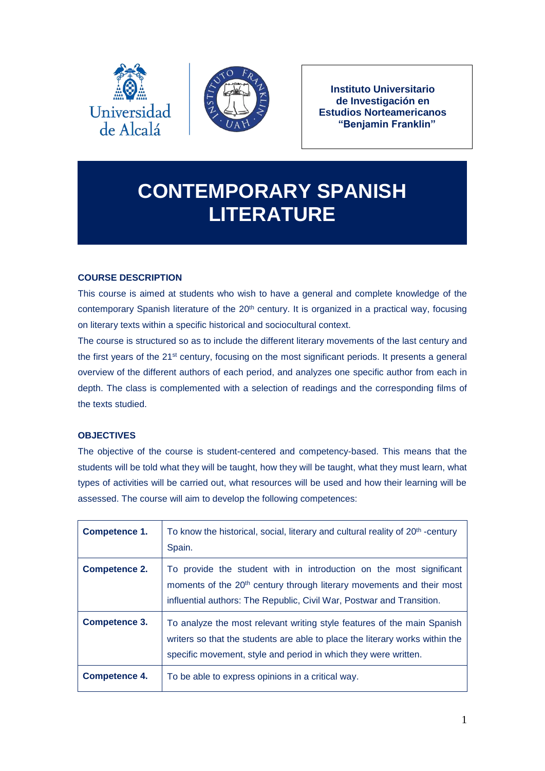**Instituto Universitario de Investigación en Estudios Norteamericanos "Benjamin Franklin"**

# CONTEMPORARY SPANISH LITERATURE

## COURSE DESCRIPTION

This course is aimed at students who wish to have a general and complete knowledge of the contemporary Spanish literature of the 20th century. It is organized in a practical way, focusing on literary texts within a specific historical and sociocultural context.

The course is structured so as to include the different literary movements of the last century and the first years of the 21st century, focusing on the most significant periods. It presents a general overview of the different authors of each period, and analyzes one specific author from each in depth. The class is complemented with a selection of readings and the corresponding films of the texts studied.

## OBJECTIVES

The objective of the course is student-centered and competency-based. This means that the students will be told what they will be taught, how they will be taught, what they must learn, what types of activities will be carried out, what resources will be used and how their learning will be assessed. The course will aim to develop the following competences:

| | |
|---|---|
| **Competence 1.** | To know the historical, social, literary and cultural reality of 20th -century Spain. |
| **Competence 2.** | To provide the student with in introduction on the most significant moments of the 20th century through literary movements and their most influential authors: The Republic, Civil War, Postwar and Transition. |
| **Competence 3.** | To analyze the most relevant writing style features of the main Spanish writers so that the students are able to place the literary works within the specific movement, style and period in which they were written. |
| **Competence 4.** | To be able to express opinions in a critical way. |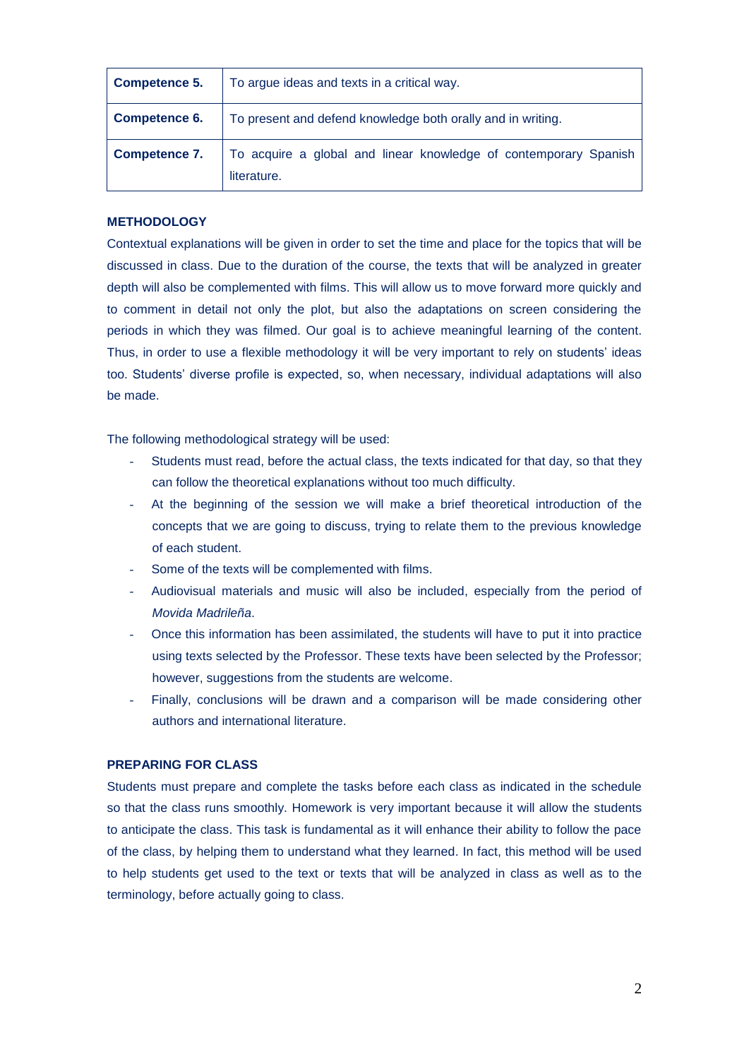| Competence 5. | To argue ideas and texts in a critical way. |
|---|---|
| **Competence 6.** | To present and defend knowledge both orally and in writing. |
| **Competence 7.** | To acquire a global and linear knowledge of contemporary Spanish literature. |

### METHODOLOGY

Contextual explanations will be given in order to set the time and place for the topics that will be discussed in class. Due to the duration of the course, the texts that will be analyzed in greater depth will also be complemented with films. This will allow us to move forward more quickly and to comment in detail not only the plot, but also the adaptations on screen considering the periods in which they was filmed. Our goal is to achieve meaningful learning of the content. Thus, in order to use a flexible methodology it will be very important to rely on students' ideas too. Students' diverse profile is expected, so, when necessary, individual adaptations will also be made.

The following methodological strategy will be used:

- Students must read, before the actual class, the texts indicated for that day, so that they can follow the theoretical explanations without too much difficulty.
- At the beginning of the session we will make a brief theoretical introduction of the concepts that we are going to discuss, trying to relate them to the previous knowledge of each student.
- Some of the texts will be complemented with films.
- Audiovisual materials and music will also be included, especially from the period of *Movida Madrileña*.
- Once this information has been assimilated, the students will have to put it into practice using texts selected by the Professor. These texts have been selected by the Professor; however, suggestions from the students are welcome.
- Finally, conclusions will be drawn and a comparison will be made considering other authors and international literature.

### PREPARING FOR CLASS

Students must prepare and complete the tasks before each class as indicated in the schedule so that the class runs smoothly. Homework is very important because it will allow the students to anticipate the class. This task is fundamental as it will enhance their ability to follow the pace of the class, by helping them to understand what they learned. In fact, this method will be used to help students get used to the text or texts that will be analyzed in class as well as to the terminology, before actually going to class.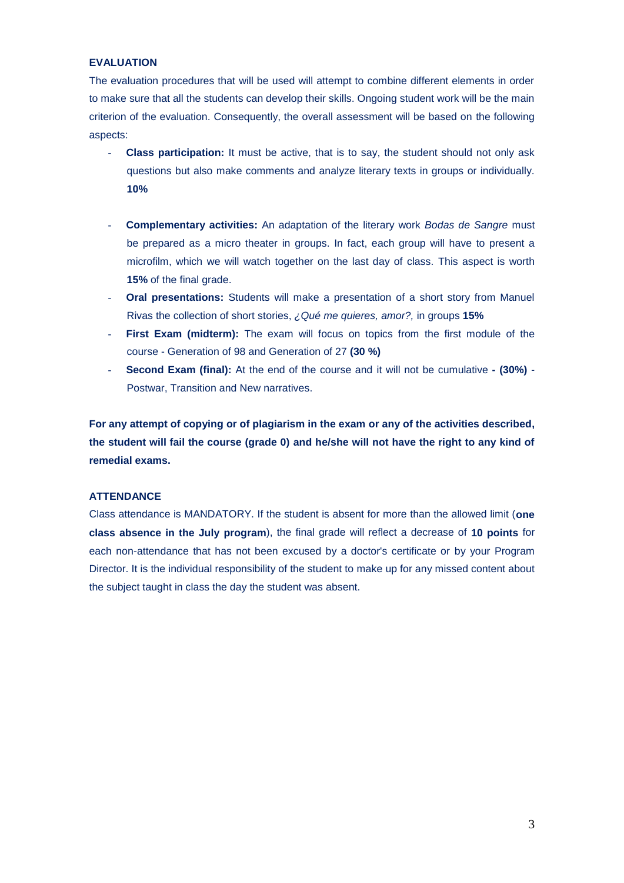## EVALUATION

The evaluation procedures that will be used will attempt to combine different elements in order to make sure that all the students can develop their skills. Ongoing student work will be the main criterion of the evaluation. Consequently, the overall assessment will be based on the following aspects:

- **Class participation:** It must be active, that is to say, the student should not only ask questions but also make comments and analyze literary texts in groups or individually. **10%**

- **Complementary activities:** An adaptation of the literary work *Bodas de Sangre* must be prepared as a micro theater in groups. In fact, each group will have to present a microfilm, which we will watch together on the last day of class. This aspect is worth **15%** of the final grade.
- **Oral presentations:** Students will make a presentation of a short story from Manuel Rivas the collection of short stories, *¿Qué me quieres, amor?,* in groups **15%**
- **First Exam (midterm):** The exam will focus on topics from the first module of the course - Generation of 98 and Generation of 27 **(30 %)**
- **Second Exam (final):** At the end of the course and it will not be cumulative **- (30%)** - Postwar, Transition and New narratives.

**For any attempt of copying or of plagiarism in the exam or any of the activities described, the student will fail the course (grade 0) and he/she will not have the right to any kind of remedial exams.**

## ATTENDANCE

Class attendance is MANDATORY. If the student is absent for more than the allowed limit (**one class absence in the July program**), the final grade will reflect a decrease of **10 points** for each non-attendance that has not been excused by a doctor's certificate or by your Program Director. It is the individual responsibility of the student to make up for any missed content about the subject taught in class the day the student was absent.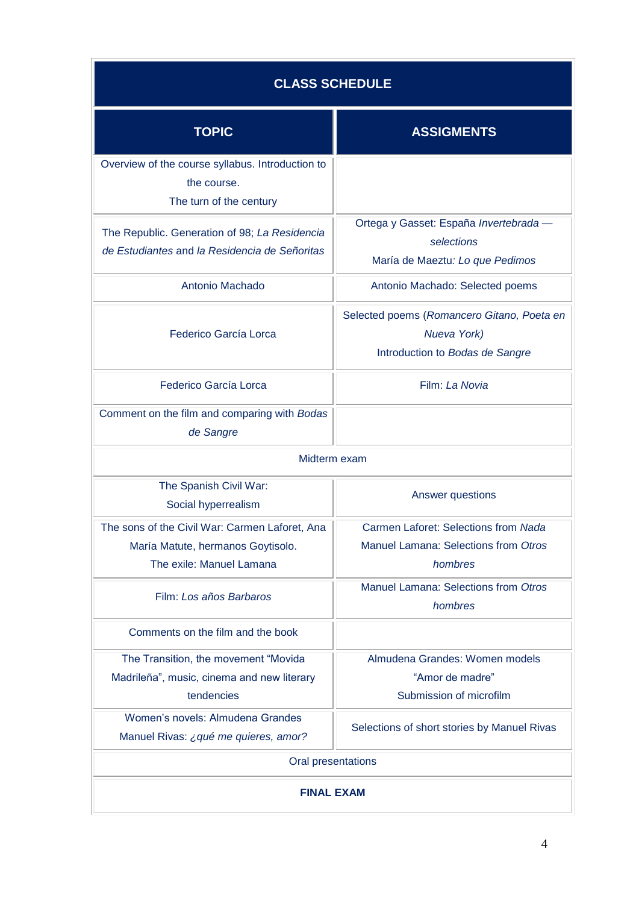| **CLASS SCHEDULE** | |
|---|---|
| **TOPIC** | **ASSIGMENTS** |
| Overview of the course syllabus. Introduction to the course.<br>The turn of the century | |
| The Republic. Generation of 98; *La Residencia de Estudiantes* and *la Residencia de Señoritas* | Ortega y Gasset: España *Invertebrada — selections*<br>María de Maeztu*: Lo que Pedimos* |
| Antonio Machado | Antonio Machado: Selected poems |
| Federico García Lorca | Selected poems (*Romancero Gitano, Poeta en Nueva York)*<br>Introduction to *Bodas de Sangre* |
| Federico García Lorca | Film: *La Novia* |
| Comment on the film and comparing with *Bodas de Sangre* | |
| Midterm exam | |
| The Spanish Civil War:<br>Social hyperrealism | Answer questions |
| The sons of the Civil War: Carmen Laforet, Ana María Matute, hermanos Goytisolo.<br>The exile: Manuel Lamana | Carmen Laforet: Selections from *Nada*<br>Manuel Lamana: Selections from *Otros hombres* |
| Film: *Los años Barbaros* | Manuel Lamana: Selections from *Otros hombres* |
| Comments on the film and the book | |
| The Transition, the movement "Movida Madrileña", music, cinema and new literary tendencies | Almudena Grandes: Women models<br>"Amor de madre"<br>Submission of microfilm |
| Women's novels: Almudena Grandes<br>Manuel Rivas: *¿qué me quieres, amor?* | Selections of short stories by Manuel Rivas |
| Oral presentations | |
| **FINAL EXAM** | |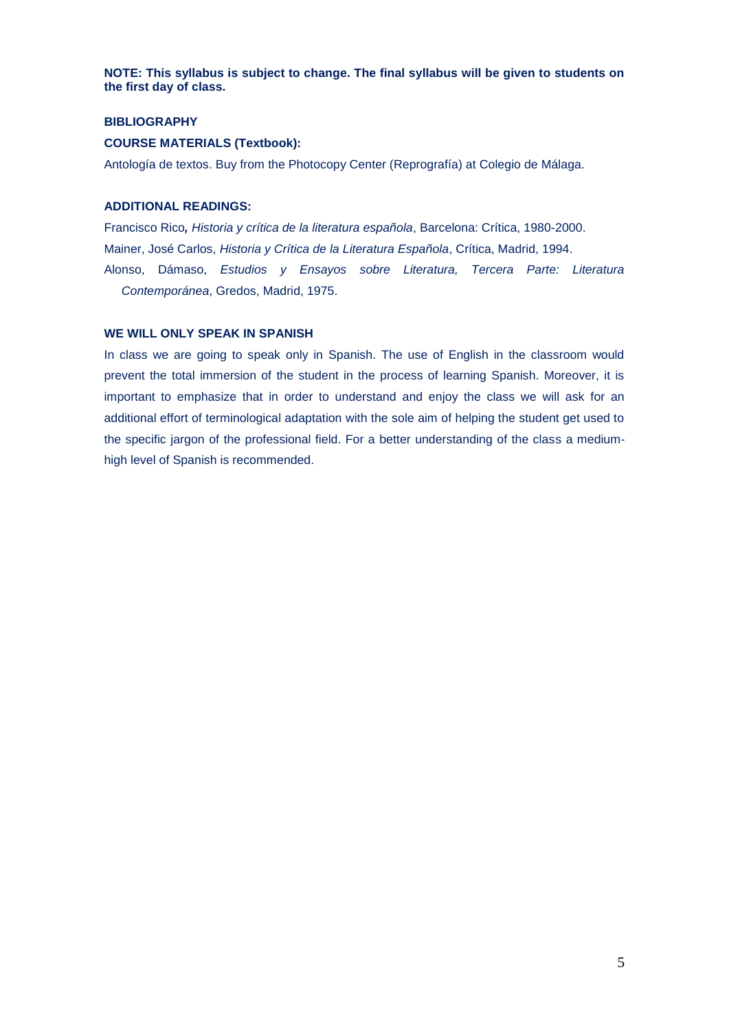**NOTE: This syllabus is subject to change. The final syllabus will be given to students on the first day of class.**

## BIBLIOGRAPHY

### COURSE MATERIALS (Textbook):

Antología de textos. Buy from the Photocopy Center (Reprografía) at Colegio de Málaga.

### ADDITIONAL READINGS:

Francisco Rico*, Historia y crítica de la literatura española*, Barcelona: Crítica, 1980-2000.

Mainer, José Carlos, *Historia y Crítica de la Literatura Española*, Crítica, Madrid, 1994.

Alonso, Dámaso, *Estudios y Ensayos sobre Literatura, Tercera Parte: Literatura Contemporánea*, Gredos, Madrid, 1975.

### WE WILL ONLY SPEAK IN SPANISH

In class we are going to speak only in Spanish. The use of English in the classroom would prevent the total immersion of the student in the process of learning Spanish. Moreover, it is important to emphasize that in order to understand and enjoy the class we will ask for an additional effort of terminological adaptation with the sole aim of helping the student get used to the specific jargon of the professional field. For a better understanding of the class a medium-high level of Spanish is recommended.